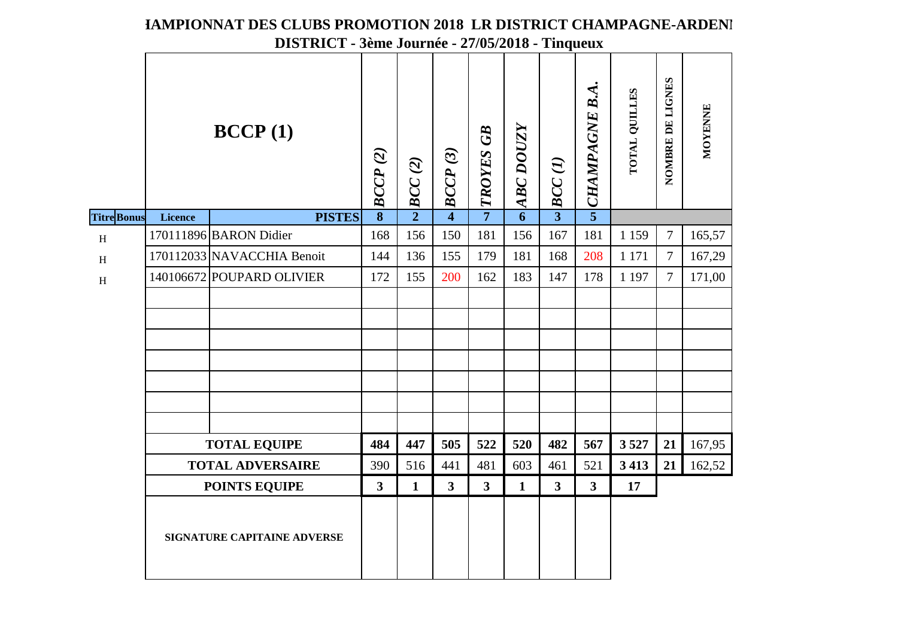# HAMPIONNAT DES CLUBS PROMOTION 2018 LR DISTRICT CHAMPAGNE-ARDENN

## DISTRICT - 3ème Journée - 27/05/2018 - Tinqueux

| Titre | Bonus | Licence | BCCP (1) | *BCCP (2)* | *BCC (2)* | *BCCP (3)* | *TROYES GB* | *ABC DOUZY* | *BCC (1)* | *CHAMPAGNE B.A.* | TOTAL QUILLES | NOMBRE DE LIGNES | MOYENNE |
|---|---|---|---|---|---|---|---|---|---|---|---|---|---|
| | | | **PISTES** | **8** | **2** | **4** | **7** | **6** | **3** | **5** | | | |
| H | | 170111896 | BARON Didier | 168 | 156 | 150 | 181 | 156 | 167 | 181 | 1 159 | 7 | 165,57 |
| H | | 170112033 | NAVACCHIA Benoit | 144 | 136 | 155 | 179 | 181 | 168 | 208 | 1 171 | 7 | 167,29 |
| H | | 140106672 | POUPARD OLIVIER | 172 | 155 | 200 | 162 | 183 | 147 | 178 | 1 197 | 7 | 171,00 |
| | | | | | | | | | | | | | |
| | | | | | | | | | | | | | |
| | | | | | | | | | | | | | |
| | | | | | | | | | | | | | |
| | | | | | | | | | | | | | |
| | | | | | | | | | | | | | |
| | | | | | | | | | | | | | |
| | | **TOTAL EQUIPE** | | **484** | **447** | **505** | **522** | **520** | **482** | **567** | **3 527** | **21** | 167,95 |
| | | **TOTAL ADVERSAIRE** | | 390 | 516 | 441 | 481 | 603 | 461 | 521 | **3 413** | **21** | 162,52 |
| | | **POINTS EQUIPE** | | **3** | **1** | **3** | **3** | **1** | **3** | **3** | **17** | | |
| | | **SIGNATURE CAPITAINE ADVERSE** | | | | | | | | | | | |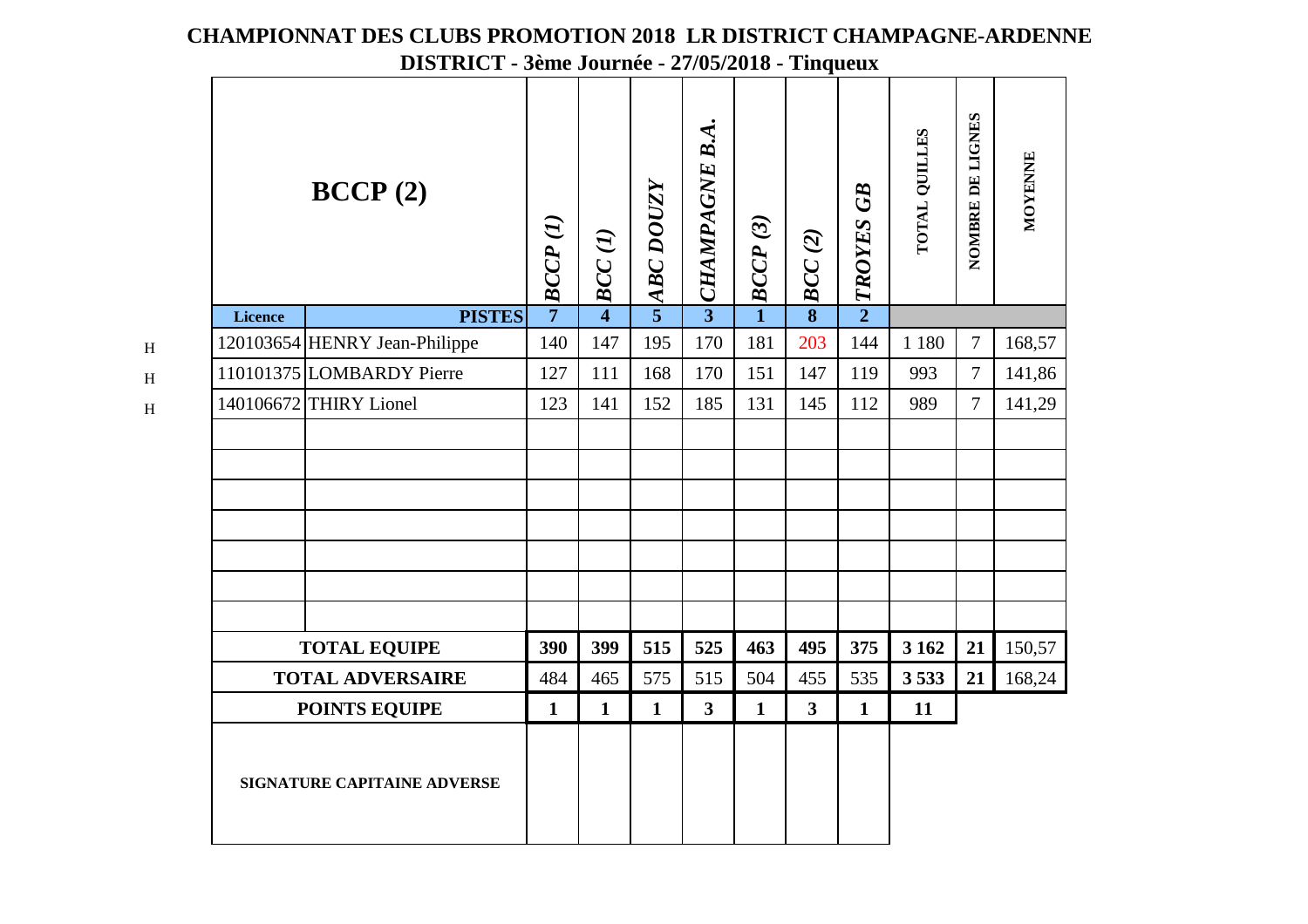# CHAMPIONNAT DES CLUBS PROMOTION 2018 LR DISTRICT CHAMPAGNE-ARDENNE

## DISTRICT - 3ème Journée - 27/05/2018 - Tinqueux

| | Licence | BCCP (2) | BCCP (1) | BCC (1) | ABC DOUZY | CHAMPAGNE B.A. | BCCP (3) | BCC (2) | TROYES GB | TOTAL QUILLES | NOMBRE DE LIGNES | MOYENNE |
|---|---|---|---|---|---|---|---|---|---|---|---|---|
| | | **PISTES** | **7** | **4** | **5** | **3** | **1** | **8** | **2** | | | |
| H | 120103654 | HENRY Jean-Philippe | 140 | 147 | 195 | 170 | 181 | 203 | 144 | 1 180 | 7 | 168,57 |
| H | 110101375 | LOMBARDY Pierre | 127 | 111 | 168 | 170 | 151 | 147 | 119 | 993 | 7 | 141,86 |
| H | 140106672 | THIRY Lionel | 123 | 141 | 152 | 185 | 131 | 145 | 112 | 989 | 7 | 141,29 |
| | | | | | | | | | | | | |
| | | | | | | | | | | | | |
| | | | | | | | | | | | | |
| | | | | | | | | | | | | |
| | | | | | | | | | | | | |
| | | | | | | | | | | | | |
| | | | | | | | | | | | | |
| | **TOTAL EQUIPE** | | **390** | **399** | **515** | **525** | **463** | **495** | **375** | **3 162** | **21** | 150,57 |
| | **TOTAL ADVERSAIRE** | | 484 | 465 | 575 | 515 | 504 | 455 | 535 | **3 533** | **21** | 168,24 |
| | **POINTS EQUIPE** | | **1** | **1** | **1** | **3** | **1** | **3** | **1** | **11** | | |
| | **SIGNATURE CAPITAINE ADVERSE** | | | | | | | | | | | |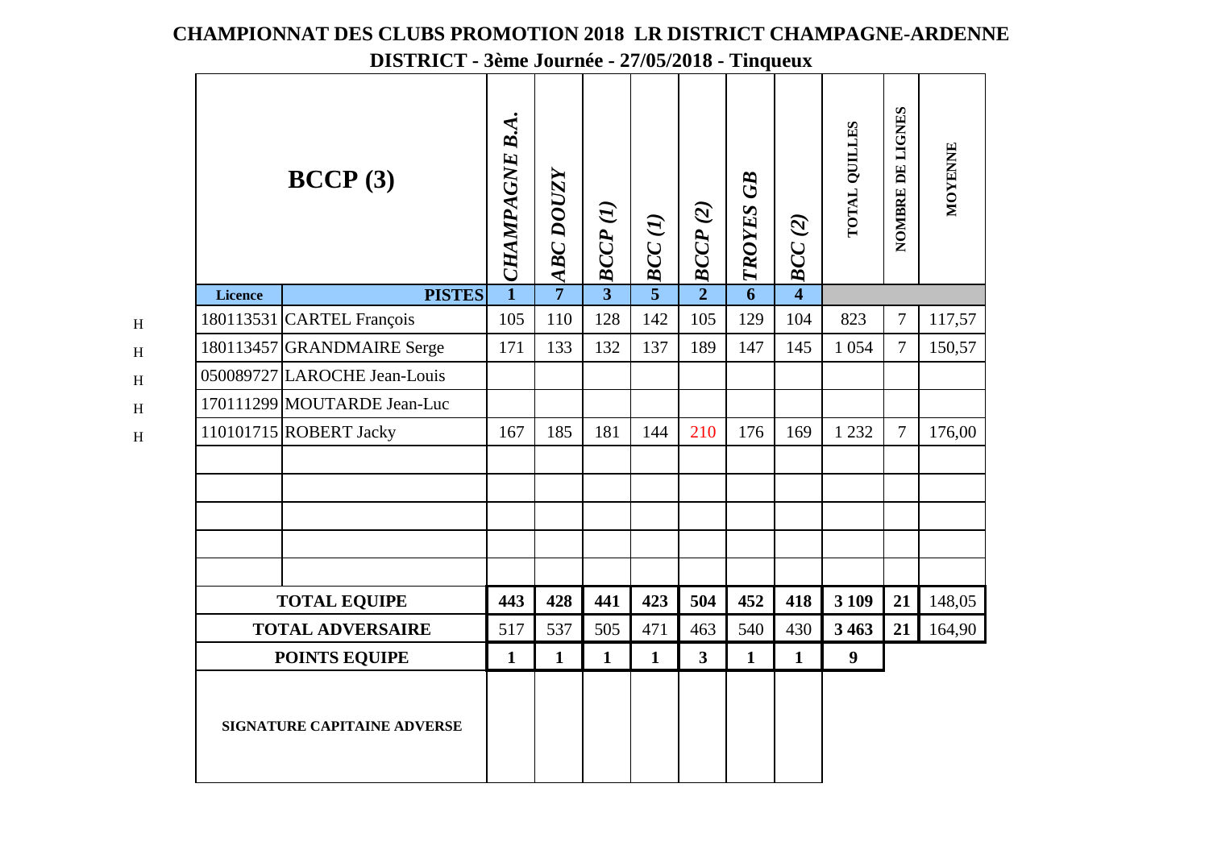# CHAMPIONNAT DES CLUBS PROMOTION 2018 LR DISTRICT CHAMPAGNE-ARDENNE

## DISTRICT - 3ème Journée - 27/05/2018 - Tinqueux

| | Licence | BCCP (3) | *CHAMPAGNE B.A.* | *ABC DOUZY* | *BCCP (1)* | *BCC (1)* | *BCCP (2)* | *TROYES GB* | *BCC (2)* | TOTAL QUILLES | NOMBRE DE LIGNES | MOYENNE |
|---|---|---|---|---|---|---|---|---|---|---|---|---|
| | **Licence** | **PISTES** | **1** | **7** | **3** | **5** | **2** | **6** | **4** | | | |
| H | 180113531 | CARTEL François | 105 | 110 | 128 | 142 | 105 | 129 | 104 | 823 | 7 | 117,57 |
| H | 180113457 | GRANDMAIRE Serge | 171 | 133 | 132 | 137 | 189 | 147 | 145 | 1 054 | 7 | 150,57 |
| H | 050089727 | LAROCHE Jean-Louis | | | | | | | | | | |
| H | 170111299 | MOUTARDE Jean-Luc | | | | | | | | | | |
| H | 110101715 | ROBERT Jacky | 167 | 185 | 181 | 144 | 210 | 176 | 169 | 1 232 | 7 | 176,00 |
| | | | | | | | | | | | | |
| | | | | | | | | | | | | |
| | | | | | | | | | | | | |
| | | | | | | | | | | | | |
| | | | | | | | | | | | | |
| | **TOTAL EQUIPE** | | **443** | **428** | **441** | **423** | **504** | **452** | **418** | **3 109** | **21** | 148,05 |
| | **TOTAL ADVERSAIRE** | | 517 | 537 | 505 | 471 | 463 | 540 | 430 | **3 463** | **21** | 164,90 |
| | **POINTS EQUIPE** | | **1** | **1** | **1** | **1** | **3** | **1** | **1** | **9** | | |
| | **SIGNATURE CAPITAINE ADVERSE** | | | | | | | | | | | |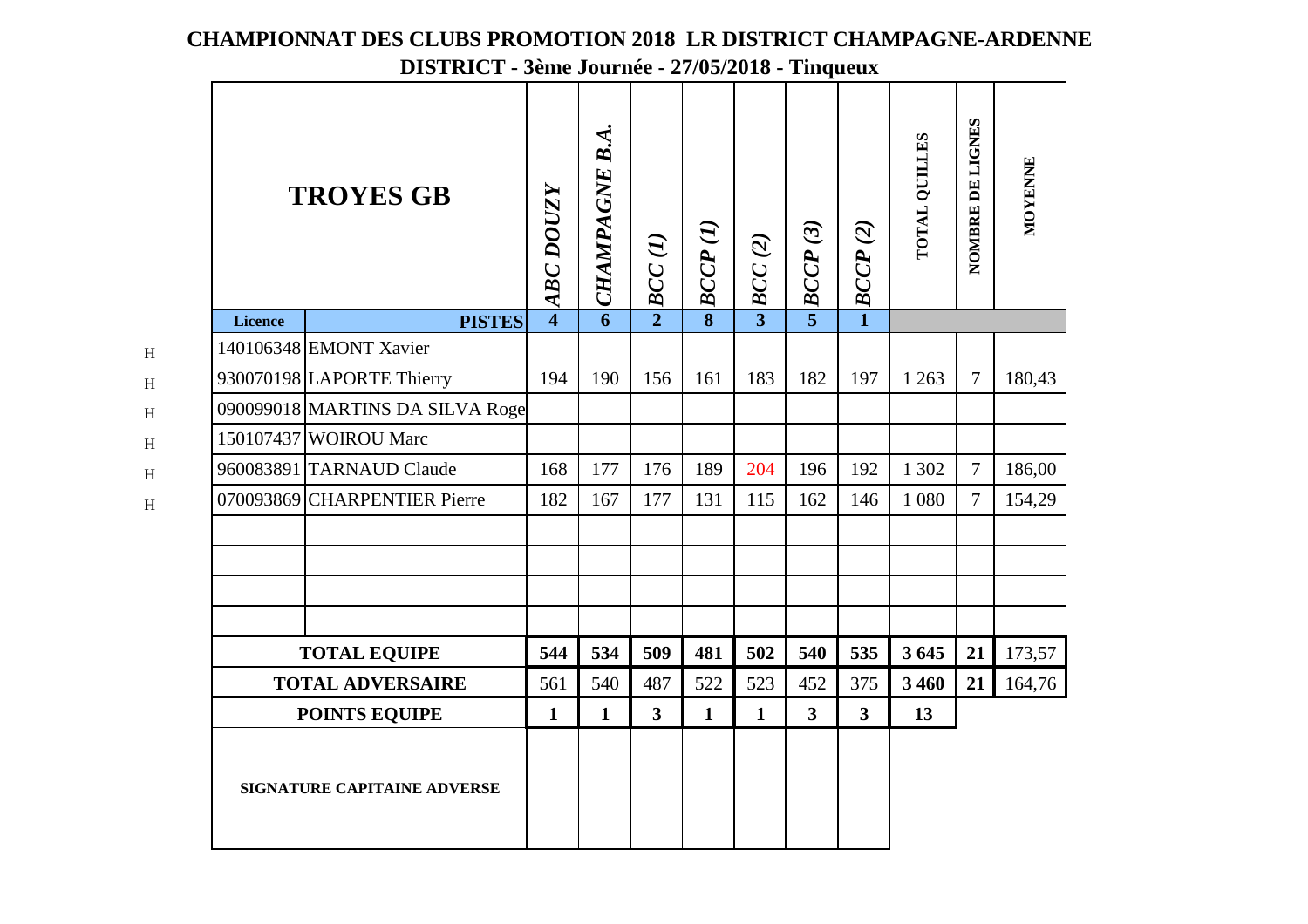# CHAMPIONNAT DES CLUBS PROMOTION 2018 LR DISTRICT CHAMPAGNE-ARDENNE

## DISTRICT - 3ème Journée - 27/05/2018 - Tinqueux

| | TROYES GB | | *ABC DOUZY* | *CHAMPAGNE B.A.* | *BCC (1)* | *BCCP (1)* | *BCC (2)* | *BCCP (3)* | *BCCP (2)* | TOTAL QUILLES | NOMBRE DE LIGNES | MOYENNE |
|---|---|---|---|---|---|---|---|---|---|---|---|---|
| | **Licence** | **PISTES** | **4** | **6** | **2** | **8** | **3** | **5** | **1** | | | |
| H | 140106348 | EMONT Xavier | | | | | | | | | | |
| H | 930070198 | LAPORTE Thierry | 194 | 190 | 156 | 161 | 183 | 182 | 197 | 1 263 | 7 | 180,43 |
| H | 090099018 | MARTINS DA SILVA Roge | | | | | | | | | | |
| H | 150107437 | WOIROU Marc | | | | | | | | | | |
| H | 960083891 | TARNAUD Claude | 168 | 177 | 176 | 189 | 204 | 196 | 192 | 1 302 | 7 | 186,00 |
| H | 070093869 | CHARPENTIER Pierre | 182 | 167 | 177 | 131 | 115 | 162 | 146 | 1 080 | 7 | 154,29 |
| | | | | | | | | | | | | |
| | | | | | | | | | | | | |
| | | | | | | | | | | | | |
| | | | | | | | | | | | | |
| | **TOTAL EQUIPE** | | **544** | **534** | **509** | **481** | **502** | **540** | **535** | **3 645** | **21** | 173,57 |
| | **TOTAL ADVERSAIRE** | | 561 | 540 | 487 | 522 | 523 | 452 | 375 | **3 460** | **21** | 164,76 |
| | **POINTS EQUIPE** | | **1** | **1** | **3** | **1** | **1** | **3** | **3** | **13** | | |
| | **SIGNATURE CAPITAINE ADVERSE** | | | | | | | | | | | |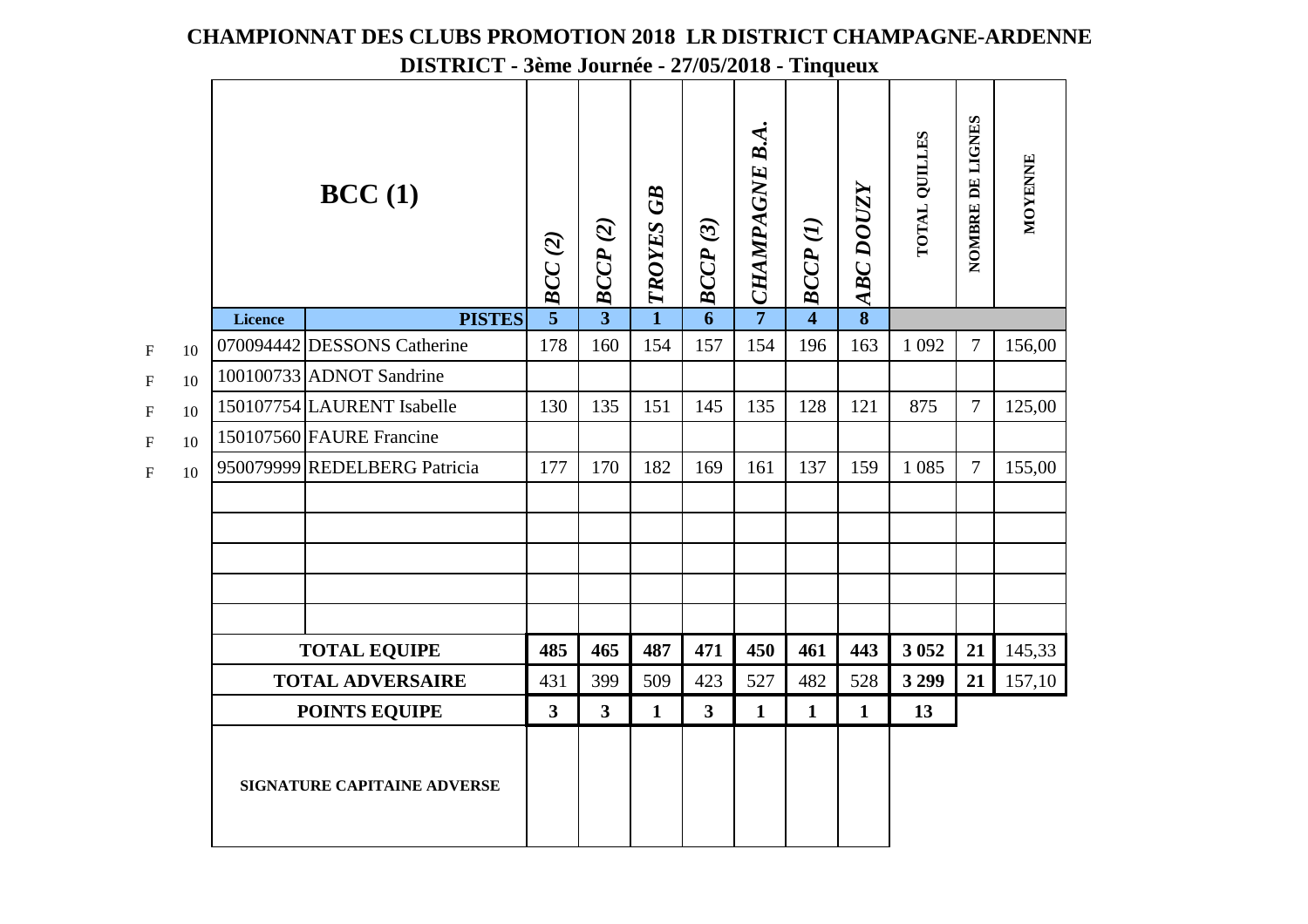# CHAMPIONNAT DES CLUBS PROMOTION 2018 LR DISTRICT CHAMPAGNE-ARDENNE

## DISTRICT - 3ème Journée - 27/05/2018 - Tinqueux

| | | Licence | BCC (1) | *BCC (2)* | *BCCP (2)* | *TROYES GB* | *BCCP (3)* | *CHAMPAGNE B.A.* | *BCCP (1)* | *ABC DOUZY* | TOTAL QUILLES | NOMBRE DE LIGNES | MOYENNE |
|---|---|---|---|---|---|---|---|---|---|---|---|---|---|
| | | | **PISTES** | **5** | **3** | **1** | **6** | **7** | **4** | **8** | | | |
| F | 10 | 070094442 | DESSONS Catherine | 178 | 160 | 154 | 157 | 154 | 196 | 163 | 1 092 | 7 | 156,00 |
| F | 10 | 100100733 | ADNOT Sandrine | | | | | | | | | | |
| F | 10 | 150107754 | LAURENT Isabelle | 130 | 135 | 151 | 145 | 135 | 128 | 121 | 875 | 7 | 125,00 |
| F | 10 | 150107560 | FAURE Francine | | | | | | | | | | |
| F | 10 | 950079999 | REDELBERG Patricia | 177 | 170 | 182 | 169 | 161 | 137 | 159 | 1 085 | 7 | 155,00 |
| | | | | | | | | | | | | | |
| | | | | | | | | | | | | | |
| | | | | | | | | | | | | | |
| | | | | | | | | | | | | | |
| | | | | | | | | | | | | | |
| | | **TOTAL EQUIPE** | | **485** | **465** | **487** | **471** | **450** | **461** | **443** | **3 052** | **21** | 145,33 |
| | | **TOTAL ADVERSAIRE** | | 431 | 399 | 509 | 423 | 527 | 482 | 528 | **3 299** | **21** | 157,10 |
| | | **POINTS EQUIPE** | | **3** | **3** | **1** | **3** | **1** | **1** | **1** | **13** | | |
| | | **SIGNATURE CAPITAINE ADVERSE** | | | | | | | | | | | |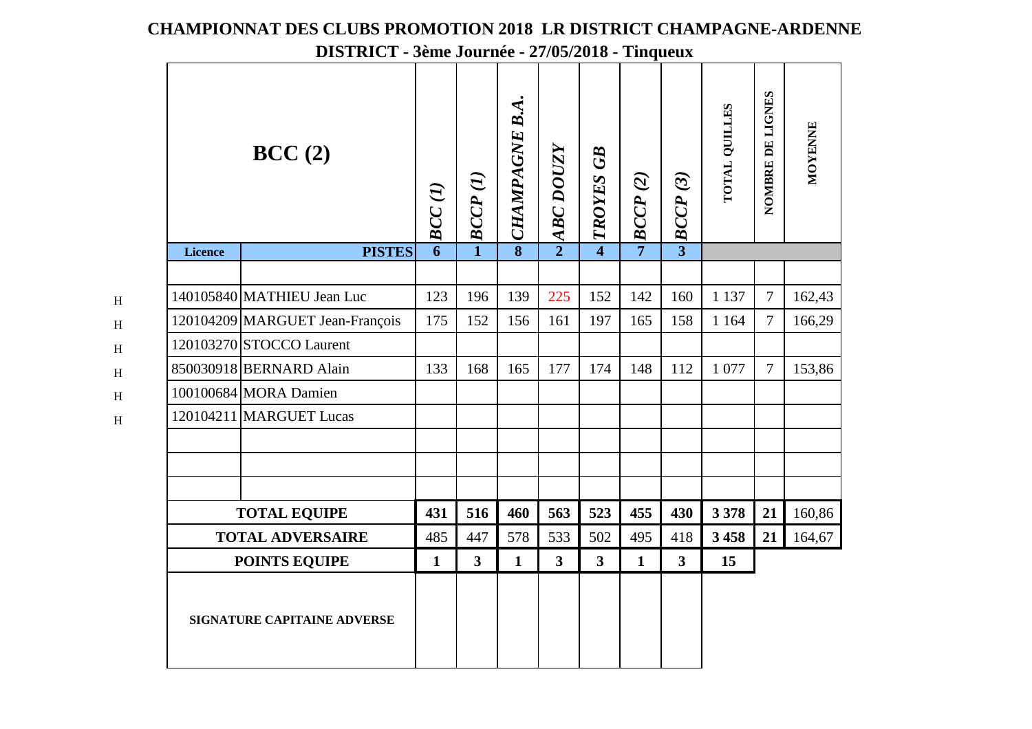# CHAMPIONNAT DES CLUBS PROMOTION 2018 LR DISTRICT CHAMPAGNE-ARDENNE

## DISTRICT - 3ème Journée - 27/05/2018 - Tinqueux

| | Licence | BCC (2) | *BCC (1)* | *BCCP (1)* | *CHAMPAGNE B.A.* | *ABC DOUZY* | *TROYES GB* | *BCCP (2)* | *BCCP (3)* | TOTAL QUILLES | NOMBRE DE LIGNES | MOYENNE |
|---|---|---|---|---|---|---|---|---|---|---|---|---|
| | | **PISTES** | **6** | **1** | **8** | **2** | **4** | **7** | **3** | | | |
| | | | | | | | | | | | | |
| H | 140105840 | MATHIEU Jean Luc | 123 | 196 | 139 | 225 | 152 | 142 | 160 | 1 137 | 7 | 162,43 |
| H | 120104209 | MARGUET Jean-François | 175 | 152 | 156 | 161 | 197 | 165 | 158 | 1 164 | 7 | 166,29 |
| H | 120103270 | STOCCO Laurent | | | | | | | | | | |
| H | 850030918 | BERNARD Alain | 133 | 168 | 165 | 177 | 174 | 148 | 112 | 1 077 | 7 | 153,86 |
| H | 100100684 | MORA Damien | | | | | | | | | | |
| H | 120104211 | MARGUET Lucas | | | | | | | | | | |
| | | | | | | | | | | | | |
| | | | | | | | | | | | | |
| | | | | | | | | | | | | |
| | | **TOTAL EQUIPE** | **431** | **516** | **460** | **563** | **523** | **455** | **430** | **3 378** | **21** | 160,86 |
| | | **TOTAL ADVERSAIRE** | 485 | 447 | 578 | 533 | 502 | 495 | 418 | **3 458** | **21** | 164,67 |
| | | **POINTS EQUIPE** | **1** | **3** | **1** | **3** | **3** | **1** | **3** | **15** | | |
| | | **SIGNATURE CAPITAINE ADVERSE** | | | | | | | | | | |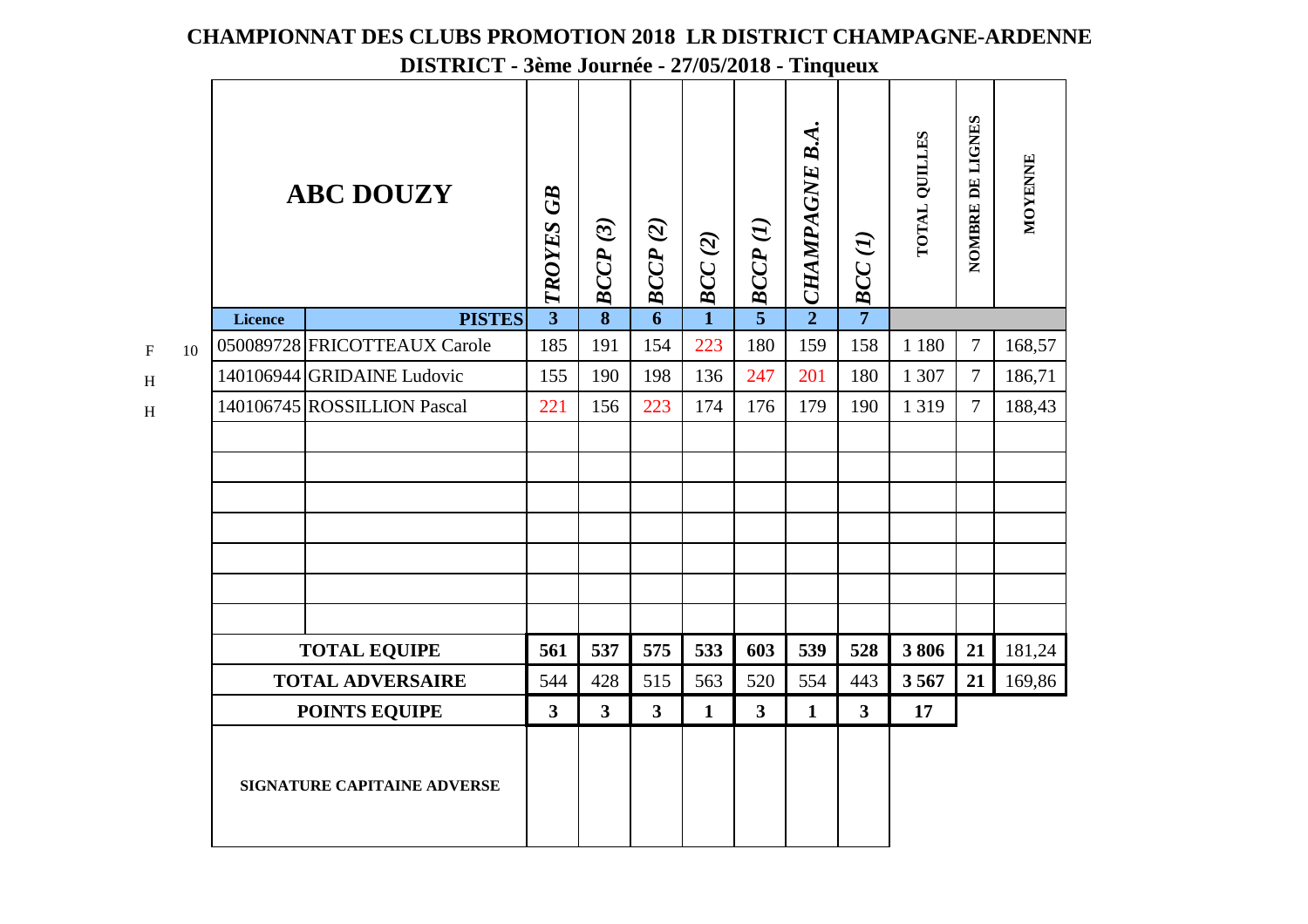# CHAMPIONNAT DES CLUBS PROMOTION 2018 LR DISTRICT CHAMPAGNE-ARDENNE

## DISTRICT - 3ème Journée - 27/05/2018 - Tinqueux

| | | ABC DOUZY | | *TROYES GB* | *BCCP (3)* | *BCCP (2)* | *BCC (2)* | *BCCP (1)* | *CHAMPAGNE B.A.* | *BCC (1)* | TOTAL QUILLES | NOMBRE DE LIGNES | MOYENNE |
|---|---|---|---|---|---|---|---|---|---|---|---|---|---|
| | | **Licence** | **PISTES** | **3** | **8** | **6** | **1** | **5** | **2** | **7** | | | |
| F | 10 | 050089728 | FRICOTTEAUX Carole | 185 | 191 | 154 | 223 | 180 | 159 | 158 | 1 180 | 7 | 168,57 |
| H | | 140106944 | GRIDAINE Ludovic | 155 | 190 | 198 | 136 | 247 | 201 | 180 | 1 307 | 7 | 186,71 |
| H | | 140106745 | ROSSILLION Pascal | 221 | 156 | 223 | 174 | 176 | 179 | 190 | 1 319 | 7 | 188,43 |
| | | | | | | | | | | | | | |
| | | | | | | | | | | | | | |
| | | | | | | | | | | | | | |
| | | | | | | | | | | | | | |
| | | | | | | | | | | | | | |
| | | | | | | | | | | | | | |
| | | | | | | | | | | | | | |
| | | **TOTAL EQUIPE** | | **561** | **537** | **575** | **533** | **603** | **539** | **528** | **3 806** | **21** | 181,24 |
| | | **TOTAL ADVERSAIRE** | | 544 | 428 | 515 | 563 | 520 | 554 | 443 | **3 567** | **21** | 169,86 |
| | | **POINTS EQUIPE** | | **3** | **3** | **3** | **1** | **3** | **1** | **3** | **17** | | |
| | | **SIGNATURE CAPITAINE ADVERSE** | | | | | | | | | | | |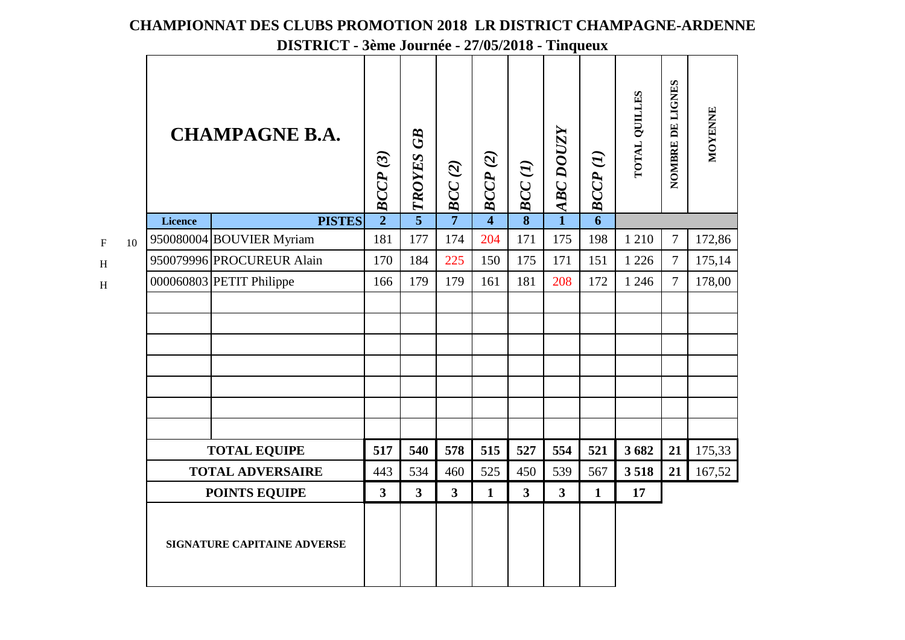**CHAMPIONNAT DES CLUBS PROMOTION 2018 LR DISTRICT CHAMPAGNE-ARDENNE**

**DISTRICT - 3ème Journée - 27/05/2018 - Tinqueux**

| | | | CHAMPAGNE B.A. | *BCCP (3)* | *TROYES GB* | *BCC (2)* | *BCCP (2)* | *BCC (1)* | *ABC DOUZY* | *BCCP (1)* | TOTAL QUILLES | NOMBRE DE LIGNES | MOYENNE |
|---|---|---|---|---|---|---|---|---|---|---|---|---|---|
| | | **Licence** | **PISTES** | **2** | **5** | **7** | **4** | **8** | **1** | **6** | | | |
| F | 10 | 950080004 | BOUVIER Myriam | 181 | 177 | 174 | 204 | 171 | 175 | 198 | 1 210 | 7 | 172,86 |
| H | | 950079996 | PROCUREUR Alain | 170 | 184 | 225 | 150 | 175 | 171 | 151 | 1 226 | 7 | 175,14 |
| H | | 000060803 | PETIT Philippe | 166 | 179 | 179 | 161 | 181 | 208 | 172 | 1 246 | 7 | 178,00 |
| | | | | | | | | | | | | | |
| | | | | | | | | | | | | | |
| | | | | | | | | | | | | | |
| | | | | | | | | | | | | | |
| | | | | | | | | | | | | | |
| | | | | | | | | | | | | | |
| | | | | | | | | | | | | | |
| | | **TOTAL EQUIPE** | | **517** | **540** | **578** | **515** | **527** | **554** | **521** | **3 682** | **21** | 175,33 |
| | | **TOTAL ADVERSAIRE** | | 443 | 534 | 460 | 525 | 450 | 539 | 567 | **3 518** | **21** | 167,52 |
| | | **POINTS EQUIPE** | | **3** | **3** | **3** | **1** | **3** | **3** | **1** | **17** | | |
| | | **SIGNATURE CAPITAINE ADVERSE** | | | | | | | | | | | |